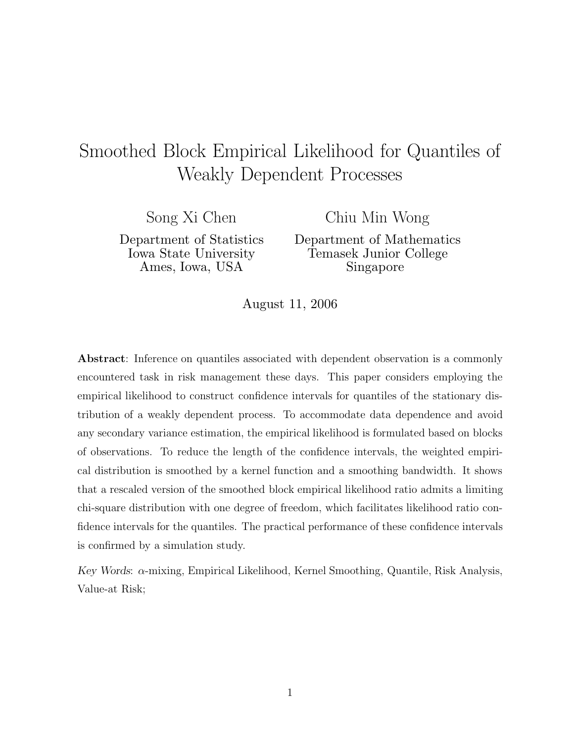# Smoothed Block Empirical Likelihood for Quantiles of Weakly Dependent Processes

Song Xi Chen
Department of Statistics
Iowa State University
Ames, Iowa, USA

Chiu Min Wong
Department of Mathematics
Temasek Junior College
Singapore

August 11, 2006

**Abstract**: Inference on quantiles associated with dependent observation is a commonly encountered task in risk management these days. This paper considers employing the empirical likelihood to construct confidence intervals for quantiles of the stationary distribution of a weakly dependent process. To accommodate data dependence and avoid any secondary variance estimation, the empirical likelihood is formulated based on blocks of observations. To reduce the length of the confidence intervals, the weighted empirical distribution is smoothed by a kernel function and a smoothing bandwidth. It shows that a rescaled version of the smoothed block empirical likelihood ratio admits a limiting chi-square distribution with one degree of freedom, which facilitates likelihood ratio confidence intervals for the quantiles. The practical performance of these confidence intervals is confirmed by a simulation study.

*Key Words*: $\alpha$-mixing, Empirical Likelihood, Kernel Smoothing, Quantile, Risk Analysis, Value-at Risk;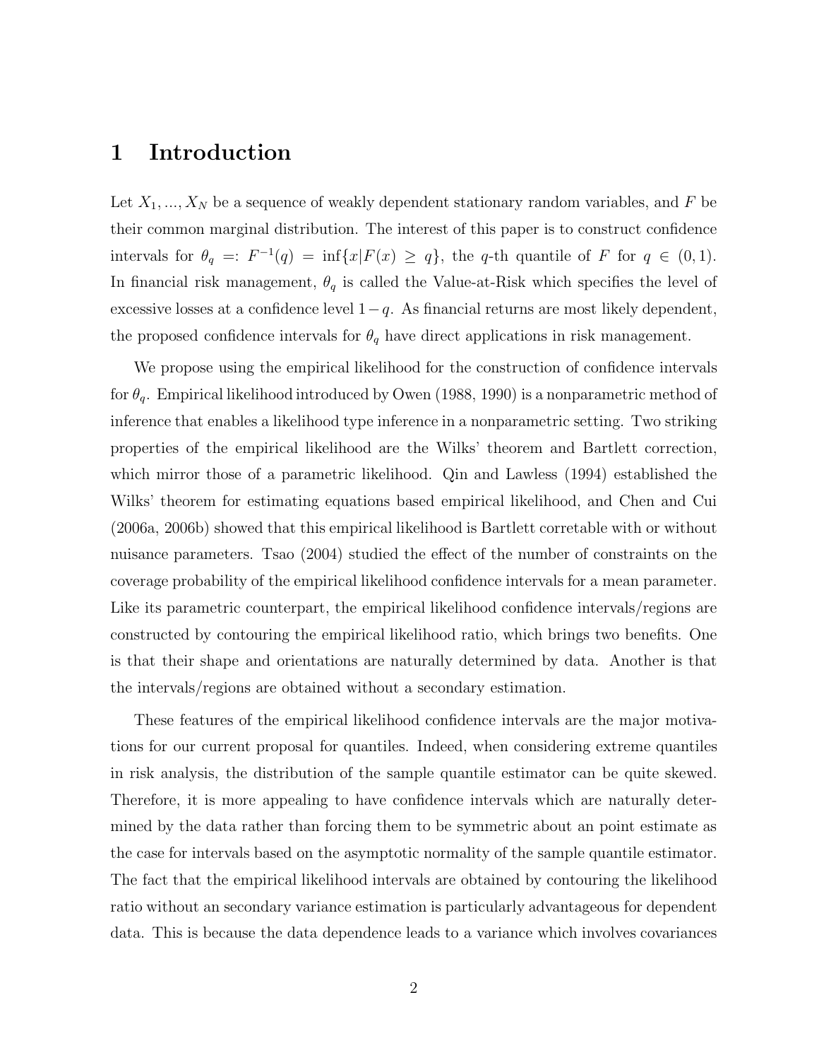# 1 Introduction

Let $X_1, ..., X_N$ be a sequence of weakly dependent stationary random variables, and $F$ be their common marginal distribution. The interest of this paper is to construct confidence intervals for $\theta_q =: F^{-1}(q) = \inf\{x|F(x) \geq q\}$, the $q$-th quantile of $F$ for $q \in (0, 1)$. In financial risk management, $\theta_q$ is called the Value-at-Risk which specifies the level of excessive losses at a confidence level $1-q$. As financial returns are most likely dependent, the proposed confidence intervals for $\theta_q$ have direct applications in risk management.

We propose using the empirical likelihood for the construction of confidence intervals for $\theta_q$. Empirical likelihood introduced by Owen (1988, 1990) is a nonparametric method of inference that enables a likelihood type inference in a nonparametric setting. Two striking properties of the empirical likelihood are the Wilks' theorem and Bartlett correction, which mirror those of a parametric likelihood. Qin and Lawless (1994) established the Wilks' theorem for estimating equations based empirical likelihood, and Chen and Cui (2006a, 2006b) showed that this empirical likelihood is Bartlett corretable with or without nuisance parameters. Tsao (2004) studied the effect of the number of constraints on the coverage probability of the empirical likelihood confidence intervals for a mean parameter. Like its parametric counterpart, the empirical likelihood confidence intervals/regions are constructed by contouring the empirical likelihood ratio, which brings two benefits. One is that their shape and orientations are naturally determined by data. Another is that the intervals/regions are obtained without a secondary estimation.

These features of the empirical likelihood confidence intervals are the major motivations for our current proposal for quantiles. Indeed, when considering extreme quantiles in risk analysis, the distribution of the sample quantile estimator can be quite skewed. Therefore, it is more appealing to have confidence intervals which are naturally determined by the data rather than forcing them to be symmetric about an point estimate as the case for intervals based on the asymptotic normality of the sample quantile estimator. The fact that the empirical likelihood intervals are obtained by contouring the likelihood ratio without an secondary variance estimation is particularly advantageous for dependent data. This is because the data dependence leads to a variance which involves covariances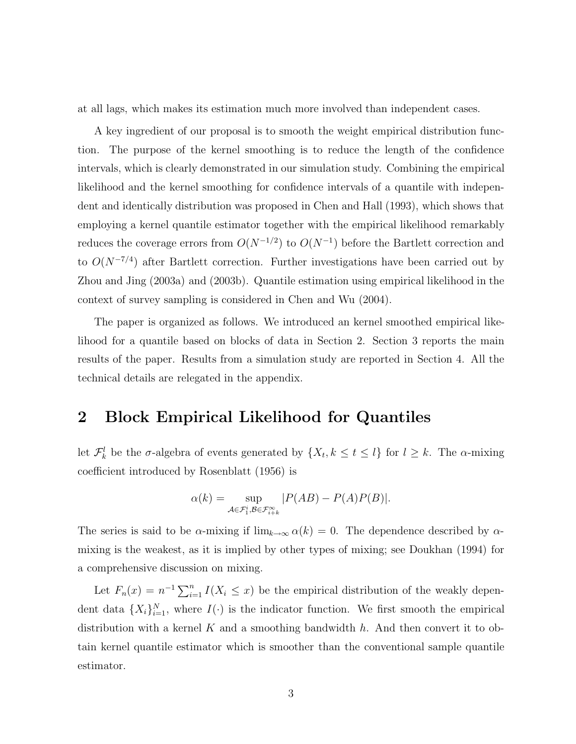at all lags, which makes its estimation much more involved than independent cases.

A key ingredient of our proposal is to smooth the weight empirical distribution function. The purpose of the kernel smoothing is to reduce the length of the confidence intervals, which is clearly demonstrated in our simulation study. Combining the empirical likelihood and the kernel smoothing for confidence intervals of a quantile with independent and identically distribution was proposed in Chen and Hall (1993), which shows that employing a kernel quantile estimator together with the empirical likelihood remarkably reduces the coverage errors from $O(N^{-1/2})$ to $O(N^{-1})$ before the Bartlett correction and to $O(N^{-7/4})$ after Bartlett correction. Further investigations have been carried out by Zhou and Jing (2003a) and (2003b). Quantile estimation using empirical likelihood in the context of survey sampling is considered in Chen and Wu (2004).

The paper is organized as follows. We introduced an kernel smoothed empirical likelihood for a quantile based on blocks of data in Section 2. Section 3 reports the main results of the paper. Results from a simulation study are reported in Section 4. All the technical details are relegated in the appendix.

## 2 Block Empirical Likelihood for Quantiles

let $\mathcal{F}_k^l$ be the $\sigma$-algebra of events generated by $\{X_t, k \le t \le l\}$ for $l \ge k$. The $\alpha$-mixing coefficient introduced by Rosenblatt (1956) is

$$\alpha(k) = \sup_{\mathcal{A} \in \mathcal{F}_1^i, \mathcal{B} \in \mathcal{F}_{i+k}^\infty} |P(AB) - P(A)P(B)|.$$

The series is said to be $\alpha$-mixing if $\lim_{k\to\infty} \alpha(k) = 0$. The dependence described by $\alpha$-mixing is the weakest, as it is implied by other types of mixing; see Doukhan (1994) for a comprehensive discussion on mixing.

Let $F_n(x) = n^{-1}\sum_{i=1}^n I(X_i \le x)$ be the empirical distribution of the weakly dependent data $\{X_i\}_{i=1}^N$, where $I(\cdot)$ is the indicator function. We first smooth the empirical distribution with a kernel $K$ and a smoothing bandwidth $h$. And then convert it to obtain kernel quantile estimator which is smoother than the conventional sample quantile estimator.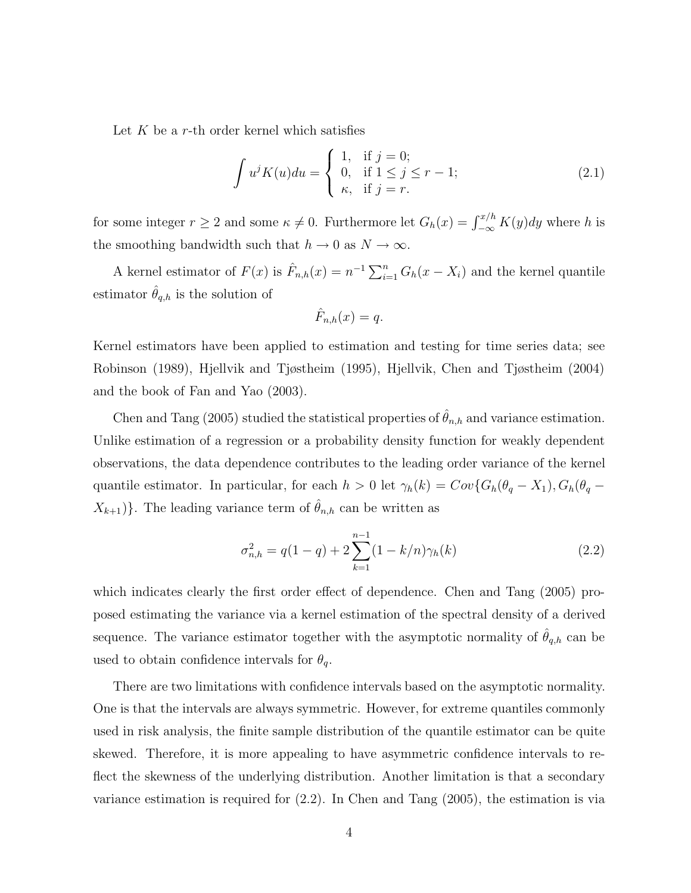Let $K$ be a $r$-th order kernel which satisfies

$$\int u^j K(u)du = \begin{cases} 1, & \text{if } j = 0; \\ 0, & \text{if } 1 \leq j \leq r-1; \\ \kappa, & \text{if } j = r. \end{cases} \tag{2.1}$$

for some integer $r \geq 2$ and some $\kappa \neq 0$. Furthermore let $G_h(x) = \int_{-\infty}^{x/h} K(y)dy$ where $h$ is the smoothing bandwidth such that $h \to 0$ as $N \to \infty$.

A kernel estimator of $F(x)$ is $\hat{F}_{n,h}(x) = n^{-1}\sum_{i=1}^{n} G_h(x - X_i)$ and the kernel quantile estimator $\hat{\theta}_{q,h}$ is the solution of

$$\hat{F}_{n,h}(x) = q.$$

Kernel estimators have been applied to estimation and testing for time series data; see Robinson (1989), Hjellvik and Tjøstheim (1995), Hjellvik, Chen and Tjøstheim (2004) and the book of Fan and Yao (2003).

Chen and Tang (2005) studied the statistical properties of $\hat{\theta}_{n,h}$ and variance estimation. Unlike estimation of a regression or a probability density function for weakly dependent observations, the data dependence contributes to the leading order variance of the kernel quantile estimator. In particular, for each $h > 0$ let $\gamma_h(k) = Cov\{G_h(\theta_q - X_1), G_h(\theta_q - X_{k+1})\}$. The leading variance term of $\hat{\theta}_{n,h}$ can be written as

$$\sigma_{n,h}^2 = q(1-q) + 2\sum_{k=1}^{n-1}(1 - k/n)\gamma_h(k) \tag{2.2}$$

which indicates clearly the first order effect of dependence. Chen and Tang (2005) proposed estimating the variance via a kernel estimation of the spectral density of a derived sequence. The variance estimator together with the asymptotic normality of $\hat{\theta}_{q,h}$ can be used to obtain confidence intervals for $\theta_q$.

There are two limitations with confidence intervals based on the asymptotic normality. One is that the intervals are always symmetric. However, for extreme quantiles commonly used in risk analysis, the finite sample distribution of the quantile estimator can be quite skewed. Therefore, it is more appealing to have asymmetric confidence intervals to reflect the skewness of the underlying distribution. Another limitation is that a secondary variance estimation is required for (2.2). In Chen and Tang (2005), the estimation is via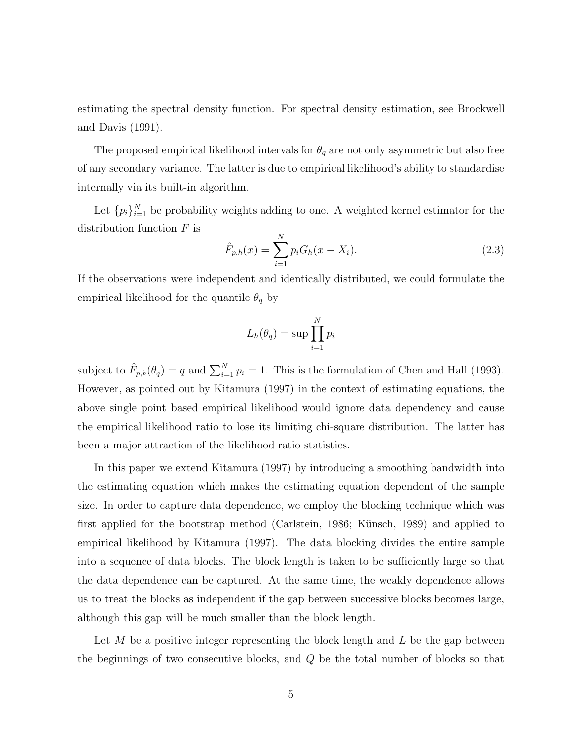estimating the spectral density function. For spectral density estimation, see Brockwell and Davis (1991).

The proposed empirical likelihood intervals for $\theta_q$ are not only asymmetric but also free of any secondary variance. The latter is due to empirical likelihood's ability to standardise internally via its built-in algorithm.

Let $\{p_i\}_{i=1}^N$ be probability weights adding to one. A weighted kernel estimator for the distribution function $F$ is

$$\hat{F}_{p,h}(x) = \sum_{i=1}^{N} p_i G_h(x - X_i). \tag{2.3}$$

If the observations were independent and identically distributed, we could formulate the empirical likelihood for the quantile $\theta_q$ by

$$L_h(\theta_q) = \sup \prod_{i=1}^{N} p_i$$

subject to $\hat{F}_{p,h}(\theta_q) = q$ and $\sum_{i=1}^{N} p_i = 1$. This is the formulation of Chen and Hall (1993). However, as pointed out by Kitamura (1997) in the context of estimating equations, the above single point based empirical likelihood would ignore data dependency and cause the empirical likelihood ratio to lose its limiting chi-square distribution. The latter has been a major attraction of the likelihood ratio statistics.

In this paper we extend Kitamura (1997) by introducing a smoothing bandwidth into the estimating equation which makes the estimating equation dependent of the sample size. In order to capture data dependence, we employ the blocking technique which was first applied for the bootstrap method (Carlstein, 1986; Künsch, 1989) and applied to empirical likelihood by Kitamura (1997). The data blocking divides the entire sample into a sequence of data blocks. The block length is taken to be sufficiently large so that the data dependence can be captured. At the same time, the weakly dependence allows us to treat the blocks as independent if the gap between successive blocks becomes large, although this gap will be much smaller than the block length.

Let $M$ be a positive integer representing the block length and $L$ be the gap between the beginnings of two consecutive blocks, and $Q$ be the total number of blocks so that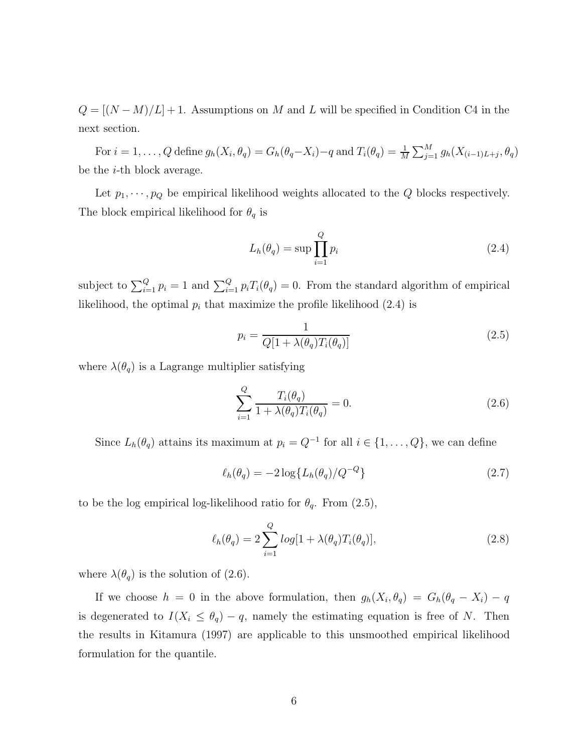$Q = [(N-M)/L] + 1$. Assumptions on $M$ and $L$ will be specified in Condition C4 in the next section.

For $i = 1, \ldots, Q$ define $g_h(X_i, \theta_q) = G_h(\theta_q - X_i) - q$ and $T_i(\theta_q) = \frac{1}{M}\sum_{j=1}^{M} g_h(X_{(i-1)L+j}, \theta_q)$ be the $i$-th block average.

Let $p_1, \cdots, p_Q$ be empirical likelihood weights allocated to the $Q$ blocks respectively. The block empirical likelihood for $\theta_q$ is

$$L_h(\theta_q) = \sup \prod_{i=1}^{Q} p_i \tag{2.4}$$

subject to $\sum_{i=1}^{Q} p_i = 1$ and $\sum_{i=1}^{Q} p_i T_i(\theta_q) = 0$. From the standard algorithm of empirical likelihood, the optimal $p_i$ that maximize the profile likelihood (2.4) is

$$p_i = \frac{1}{Q[1 + \lambda(\theta_q) T_i(\theta_q)]} \tag{2.5}$$

where $\lambda(\theta_q)$ is a Lagrange multiplier satisfying

$$\sum_{i=1}^{Q} \frac{T_i(\theta_q)}{1 + \lambda(\theta_q) T_i(\theta_q)} = 0. \tag{2.6}$$

Since $L_h(\theta_q)$ attains its maximum at $p_i = Q^{-1}$ for all $i \in \{1, \ldots, Q\}$, we can define

$$\ell_h(\theta_q) = -2 \log\{L_h(\theta_q)/Q^{-Q}\} \tag{2.7}$$

to be the log empirical log-likelihood ratio for $\theta_q$. From (2.5),

$$\ell_h(\theta_q) = 2 \sum_{i=1}^{Q} log[1 + \lambda(\theta_q) T_i(\theta_q)], \tag{2.8}$$

where $\lambda(\theta_q)$ is the solution of (2.6).

If we choose $h = 0$ in the above formulation, then $g_h(X_i, \theta_q) = G_h(\theta_q - X_i) - q$ is degenerated to $I(X_i \leq \theta_q) - q$, namely the estimating equation is free of $N$. Then the results in Kitamura (1997) are applicable to this unsmoothed empirical likelihood formulation for the quantile.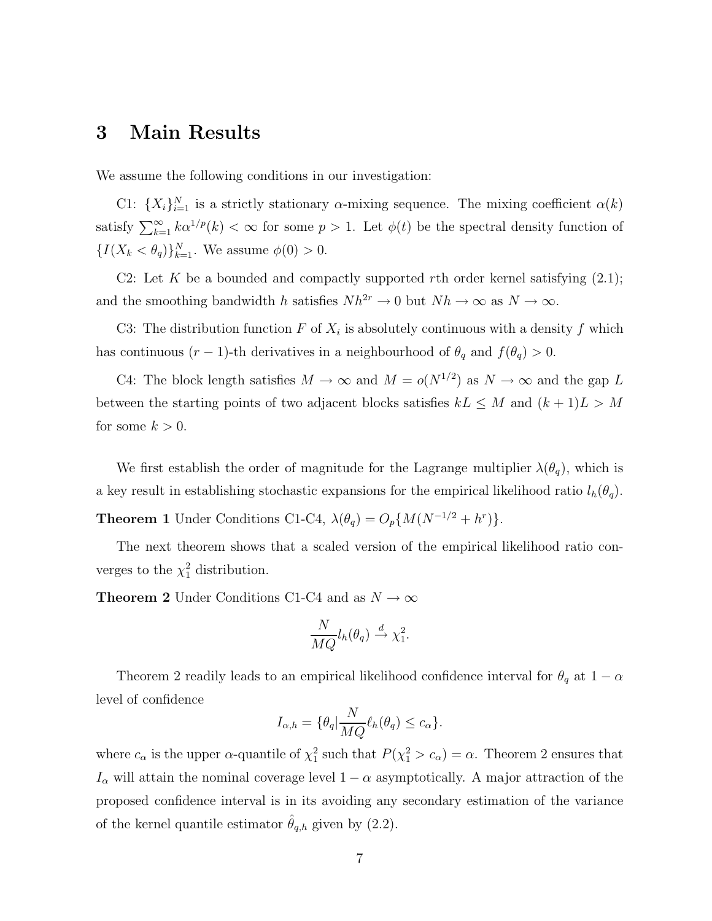# 3 Main Results

We assume the following conditions in our investigation:

C1: $\{X_i\}_{i=1}^N$ is a strictly stationary $\alpha$-mixing sequence. The mixing coefficient $\alpha(k)$ satisfy $\sum_{k=1}^{\infty} k\alpha^{1/p}(k) < \infty$ for some $p > 1$. Let $\phi(t)$ be the spectral density function of $\{I(X_k < \theta_q)\}_{k=1}^N$. We assume $\phi(0) > 0$.

C2: Let $K$ be a bounded and compactly supported $r$th order kernel satisfying (2.1); and the smoothing bandwidth $h$ satisfies $Nh^{2r} \to 0$ but $Nh \to \infty$ as $N \to \infty$.

C3: The distribution function $F$ of $X_i$ is absolutely continuous with a density $f$ which has continuous $(r-1)$-th derivatives in a neighbourhood of $\theta_q$ and $f(\theta_q) > 0$.

C4: The block length satisfies $M \to \infty$ and $M = o(N^{1/2})$ as $N \to \infty$ and the gap $L$ between the starting points of two adjacent blocks satisfies $kL \le M$ and $(k+1)L > M$ for some $k > 0$.

We first establish the order of magnitude for the Lagrange multiplier $\lambda(\theta_q)$, which is a key result in establishing stochastic expansions for the empirical likelihood ratio $l_h(\theta_q)$.

**Theorem 1** Under Conditions C1-C4, $\lambda(\theta_q) = O_p\{M(N^{-1/2} + h^r)\}$.

The next theorem shows that a scaled version of the empirical likelihood ratio converges to the $\chi_1^2$ distribution.

**Theorem 2** Under Conditions C1-C4 and as $N \to \infty$

$$\frac{N}{MQ} l_h(\theta_q) \xrightarrow{d} \chi_1^2.$$

Theorem 2 readily leads to an empirical likelihood confidence interval for $\theta_q$ at $1 - \alpha$ level of confidence

$$I_{\alpha,h} = \{\theta_q | \frac{N}{MQ} \ell_h(\theta_q) \le c_\alpha\}.$$

where $c_\alpha$ is the upper $\alpha$-quantile of $\chi_1^2$ such that $P(\chi_1^2 > c_\alpha) = \alpha$. Theorem 2 ensures that $I_\alpha$ will attain the nominal coverage level $1 - \alpha$ asymptotically. A major attraction of the proposed confidence interval is in its avoiding any secondary estimation of the variance of the kernel quantile estimator $\hat{\theta}_{q,h}$ given by (2.2).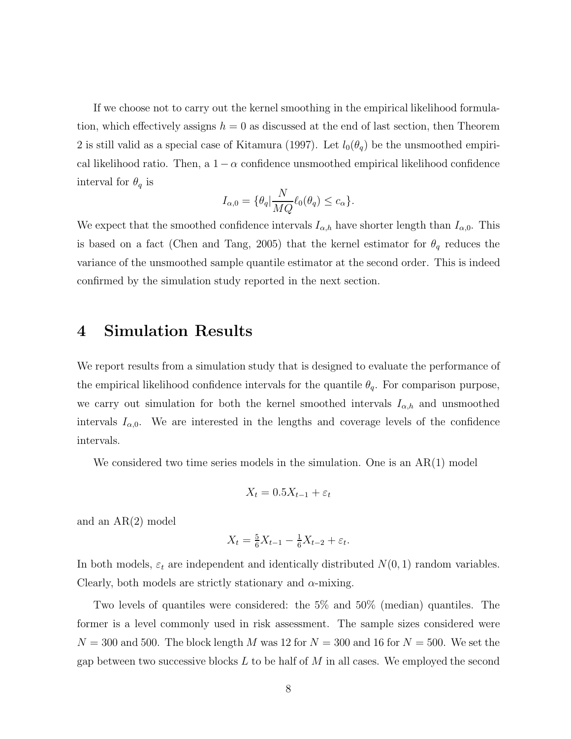If we choose not to carry out the kernel smoothing in the empirical likelihood formulation, which effectively assigns $h = 0$ as discussed at the end of last section, then Theorem 2 is still valid as a special case of Kitamura (1997). Let $l_0(\theta_q)$ be the unsmoothed empirical likelihood ratio. Then, a $1 - \alpha$ confidence unsmoothed empirical likelihood confidence interval for $\theta_q$ is

$$I_{\alpha,0} = \{\theta_q | \frac{N}{MQ} \ell_0(\theta_q) \leq c_\alpha\}.$$

We expect that the smoothed confidence intervals $I_{\alpha,h}$ have shorter length than $I_{\alpha,0}$. This is based on a fact (Chen and Tang, 2005) that the kernel estimator for $\theta_q$ reduces the variance of the unsmoothed sample quantile estimator at the second order. This is indeed confirmed by the simulation study reported in the next section.

# 4 Simulation Results

We report results from a simulation study that is designed to evaluate the performance of the empirical likelihood confidence intervals for the quantile $\theta_q$. For comparison purpose, we carry out simulation for both the kernel smoothed intervals $I_{\alpha,h}$ and unsmoothed intervals $I_{\alpha,0}$. We are interested in the lengths and coverage levels of the confidence intervals.

We considered two time series models in the simulation. One is an AR(1) model

$$X_t = 0.5X_{t-1} + \varepsilon_t$$

and an AR(2) model

$$X_t = \tfrac{5}{6}X_{t-1} - \tfrac{1}{6}X_{t-2} + \varepsilon_t.$$

In both models, $\varepsilon_t$ are independent and identically distributed $N(0, 1)$ random variables. Clearly, both models are strictly stationary and $\alpha$-mixing.

Two levels of quantiles were considered: the 5% and 50% (median) quantiles. The former is a level commonly used in risk assessment. The sample sizes considered were $N = 300$ and 500. The block length $M$ was 12 for $N = 300$ and 16 for $N = 500$. We set the gap between two successive blocks $L$ to be half of $M$ in all cases. We employed the second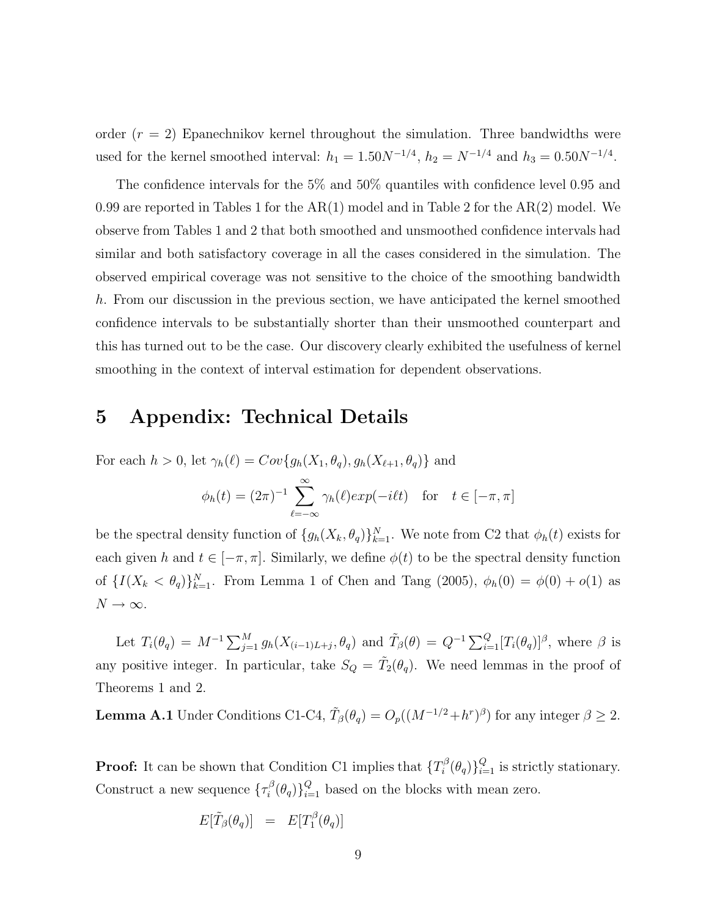order ($r = 2$) Epanechnikov kernel throughout the simulation. Three bandwidths were used for the kernel smoothed interval: $h_1 = 1.50N^{-1/4}$, $h_2 = N^{-1/4}$ and $h_3 = 0.50N^{-1/4}$.

The confidence intervals for the 5% and 50% quantiles with confidence level 0.95 and 0.99 are reported in Tables 1 for the AR(1) model and in Table 2 for the AR(2) model. We observe from Tables 1 and 2 that both smoothed and unsmoothed confidence intervals had similar and both satisfactory coverage in all the cases considered in the simulation. The observed empirical coverage was not sensitive to the choice of the smoothing bandwidth $h$. From our discussion in the previous section, we have anticipated the kernel smoothed confidence intervals to be substantially shorter than their unsmoothed counterpart and this has turned out to be the case. Our discovery clearly exhibited the usefulness of kernel smoothing in the context of interval estimation for dependent observations.

# 5 Appendix: Technical Details

For each $h > 0$, let $\gamma_h(\ell) = Cov\{g_h(X_1, \theta_q), g_h(X_{\ell+1}, \theta_q)\}$ and

$$\phi_h(t) = (2\pi)^{-1} \sum_{\ell=-\infty}^{\infty} \gamma_h(\ell) exp(-i\ell t) \quad \text{for} \quad t \in [-\pi, \pi]$$

be the spectral density function of $\{g_h(X_k, \theta_q)\}_{k=1}^N$. We note from C2 that $\phi_h(t)$ exists for each given $h$ and $t \in [-\pi, \pi]$. Similarly, we define $\phi(t)$ to be the spectral density function of $\{I(X_k < \theta_q)\}_{k=1}^N$. From Lemma 1 of Chen and Tang (2005), $\phi_h(0) = \phi(0) + o(1)$ as $N \to \infty$.

Let $T_i(\theta_q) = M^{-1} \sum_{j=1}^M g_h(X_{(i-1)L+j}, \theta_q)$ and $\tilde{T}_\beta(\theta) = Q^{-1} \sum_{i=1}^Q [T_i(\theta_q)]^\beta$, where $\beta$ is any positive integer. In particular, take $S_Q = \tilde{T}_2(\theta_q)$. We need lemmas in the proof of Theorems 1 and 2.

**Lemma A.1** Under Conditions C1-C4, $\tilde{T}_\beta(\theta_q) = O_p((M^{-1/2} + h^r)^\beta)$ for any integer $\beta \geq 2$.

**Proof:** It can be shown that Condition C1 implies that $\{T_i^\beta(\theta_q)\}_{i=1}^Q$ is strictly stationary. Construct a new sequence $\{\tau_i^\beta(\theta_q)\}_{i=1}^Q$ based on the blocks with mean zero.

$$E[\tilde{T}_\beta(\theta_q)] \;\; = \;\; E[T_1^\beta(\theta_q)]$$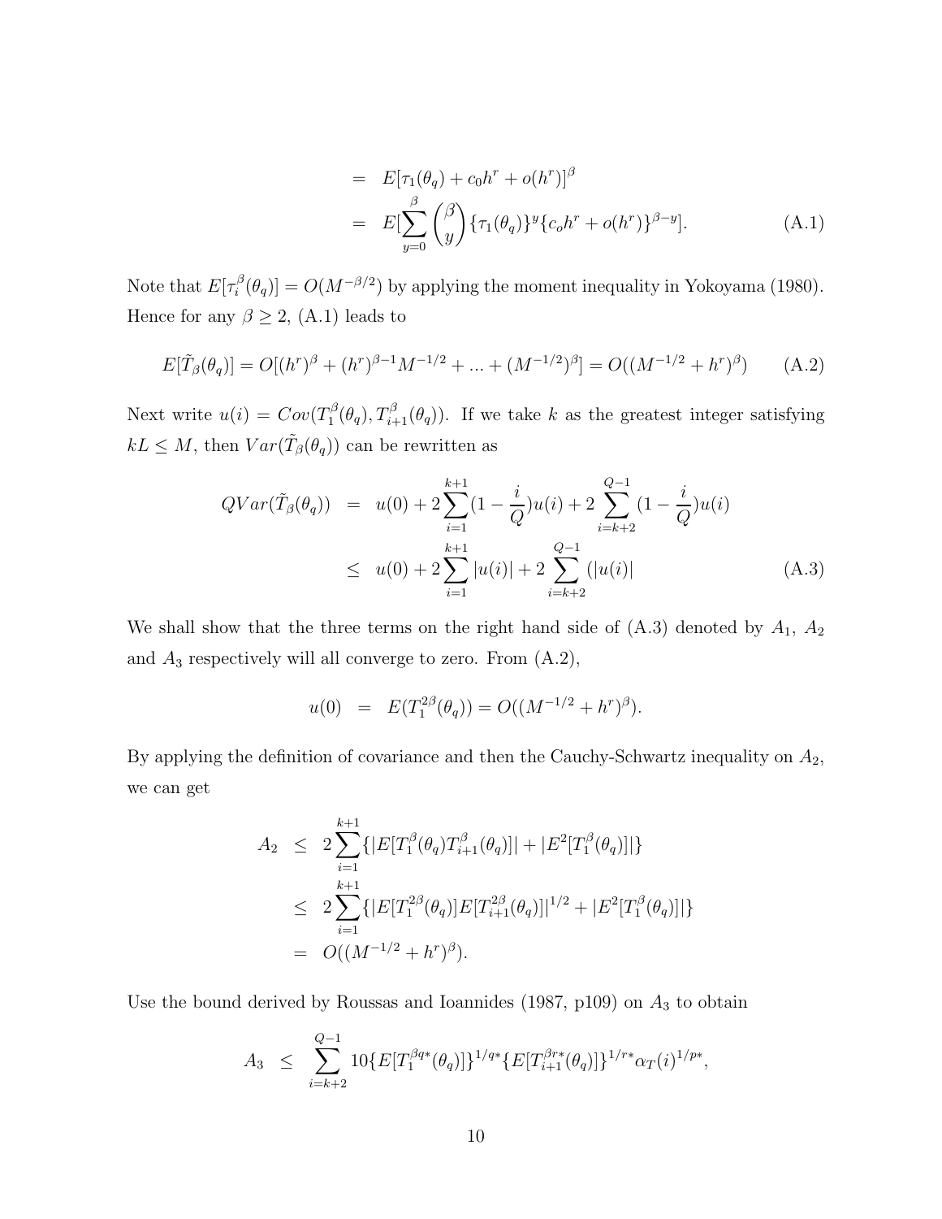$$
\begin{aligned}
&= E[\tau_1(\theta_q) + c_0 h^r + o(h^r)]^\beta \\
&= E[\sum_{y=0}^{\beta} \binom{\beta}{y} \{\tau_1(\theta_q)\}^y \{c_o h^r + o(h^r)\}^{\beta - y}]. \qquad \text{(A.1)}
\end{aligned}
$$

Note that $E[\tau_i^\beta(\theta_q)] = O(M^{-\beta/2})$ by applying the moment inequality in Yokoyama (1980). Hence for any $\beta \geq 2$, (A.1) leads to

$$
E[\tilde{T}_\beta(\theta_q)] = O[(h^r)^\beta + (h^r)^{\beta-1} M^{-1/2} + ... + (M^{-1/2})^\beta] = O((M^{-1/2} + h^r)^\beta) \qquad \text{(A.2)}
$$

Next write $u(i) = Cov(T_1^\beta(\theta_q), T_{i+1}^\beta(\theta_q))$. If we take $k$ as the greatest integer satisfying $kL \leq M$, then $Var(\tilde{T}_\beta(\theta_q))$ can be rewritten as

$$
\begin{aligned}
QVar(\tilde{T}_\beta(\theta_q)) &= u(0) + 2\sum_{i=1}^{k+1}(1 - \frac{i}{Q})u(i) + 2\sum_{i=k+2}^{Q-1}(1 - \frac{i}{Q})u(i) \\
&\leq u(0) + 2\sum_{i=1}^{k+1}|u(i)| + 2\sum_{i=k+2}^{Q-1}(|u(i)| \qquad \text{(A.3)}
\end{aligned}
$$

We shall show that the three terms on the right hand side of (A.3) denoted by $A_1$, $A_2$ and $A_3$ respectively will all converge to zero. From (A.2),

$$
u(0) = E(T_1^{2\beta}(\theta_q)) = O((M^{-1/2} + h^r)^\beta).
$$

By applying the definition of covariance and then the Cauchy-Schwartz inequality on $A_2$, we can get

$$
\begin{aligned}
A_2 &\leq 2\sum_{i=1}^{k+1}\{|E[T_1^\beta(\theta_q)T_{i+1}^\beta(\theta_q)]| + |E^2[T_1^\beta(\theta_q)]|\} \\
&\leq 2\sum_{i=1}^{k+1}\{|E[T_1^{2\beta}(\theta_q)]E[T_{i+1}^{2\beta}(\theta_q)]|^{1/2} + |E^2[T_1^\beta(\theta_q)]|\} \\
&= O((M^{-1/2} + h^r)^\beta).
\end{aligned}
$$

Use the bound derived by Roussas and Ioannides (1987, p109) on $A_3$ to obtain

$$
A_3 \leq \sum_{i=k+2}^{Q-1} 10\{E[T_1^{\beta q*}(\theta_q)]\}^{1/q*}\{E[T_{i+1}^{\beta r*}(\theta_q)]\}^{1/r*}\alpha_T(i)^{1/p*},
$$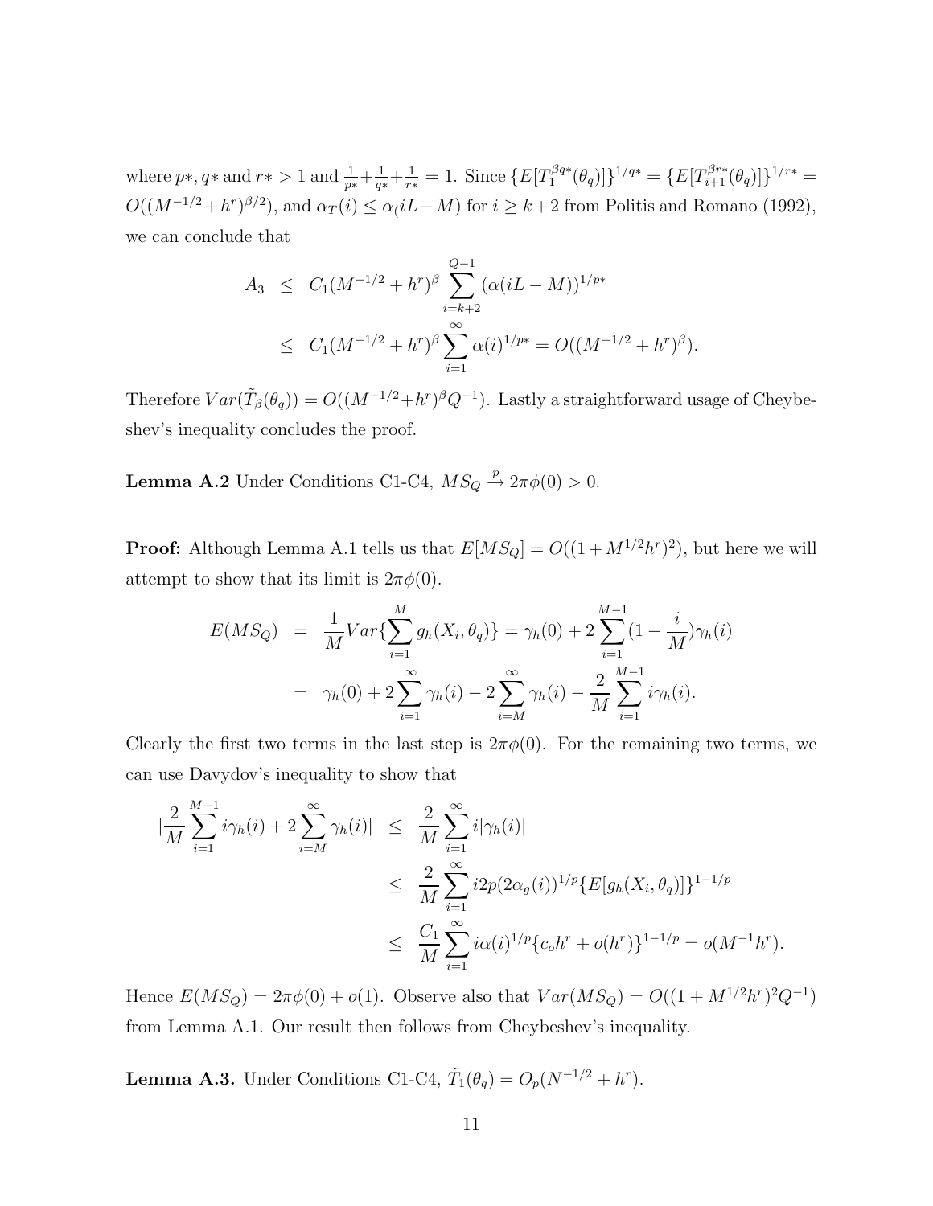where $p*, q*$ and $r* > 1$ and $\frac{1}{p*}+\frac{1}{q*}+\frac{1}{r*} = 1$. Since $\{E[T_1^{\beta q*}(\theta_q)]\}^{1/q*} = \{E[T_{i+1}^{\beta r*}(\theta_q)]\}^{1/r*} = O((M^{-1/2}+h^r)^{\beta/2})$, and $\alpha_T(i) \leq \alpha_(iL-M)$ for $i \geq k+2$ from Politis and Romano (1992), we can conclude that

$$
\begin{aligned}
A_3 &\leq C_1(M^{-1/2}+h^r)^\beta \sum_{i=k+2}^{Q-1} (\alpha(iL-M))^{1/p*} \\
&\leq C_1(M^{-1/2}+h^r)^\beta \sum_{i=1}^{\infty} \alpha(i)^{1/p*} = O((M^{-1/2}+h^r)^\beta).
\end{aligned}
$$

Therefore $Var(\tilde{T}_\beta(\theta_q)) = O((M^{-1/2}+h^r)^\beta Q^{-1})$. Lastly a straightforward usage of Cheybeshev's inequality concludes the proof.

**Lemma A.2** Under Conditions C1-C4, $MS_Q \xrightarrow{p} 2\pi\phi(0) > 0$.

**Proof:** Although Lemma A.1 tells us that $E[MS_Q] = O((1+M^{1/2}h^r)^2)$, but here we will attempt to show that its limit is $2\pi\phi(0)$.

$$
\begin{aligned}
E(MS_Q) &= \frac{1}{M}Var\{\sum_{i=1}^{M} g_h(X_i,\theta_q)\} = \gamma_h(0) + 2\sum_{i=1}^{M-1}(1-\frac{i}{M})\gamma_h(i) \\
&= \gamma_h(0) + 2\sum_{i=1}^{\infty}\gamma_h(i) - 2\sum_{i=M}^{\infty}\gamma_h(i) - \frac{2}{M}\sum_{i=1}^{M-1} i\gamma_h(i).
\end{aligned}
$$

Clearly the first two terms in the last step is $2\pi\phi(0)$. For the remaining two terms, we can use Davydov's inequality to show that

$$
\begin{aligned}
|\frac{2}{M}\sum_{i=1}^{M-1} i\gamma_h(i) + 2\sum_{i=M}^{\infty}\gamma_h(i)| &\leq \frac{2}{M}\sum_{i=1}^{\infty} i|\gamma_h(i)| \\
&\leq \frac{2}{M}\sum_{i=1}^{\infty} i2p(2\alpha_g(i))^{1/p}\{E[g_h(X_i,\theta_q)]\}^{1-1/p} \\
&\leq \frac{C_1}{M}\sum_{i=1}^{\infty} i\alpha(i)^{1/p}\{c_o h^r + o(h^r)\}^{1-1/p} = o(M^{-1}h^r).
\end{aligned}
$$

Hence $E(MS_Q) = 2\pi\phi(0) + o(1)$. Observe also that $Var(MS_Q) = O((1+M^{1/2}h^r)^2 Q^{-1})$ from Lemma A.1. Our result then follows from Cheybeshev's inequality.

**Lemma A.3.** Under Conditions C1-C4, $\tilde{T}_1(\theta_q) = O_p(N^{-1/2}+h^r)$.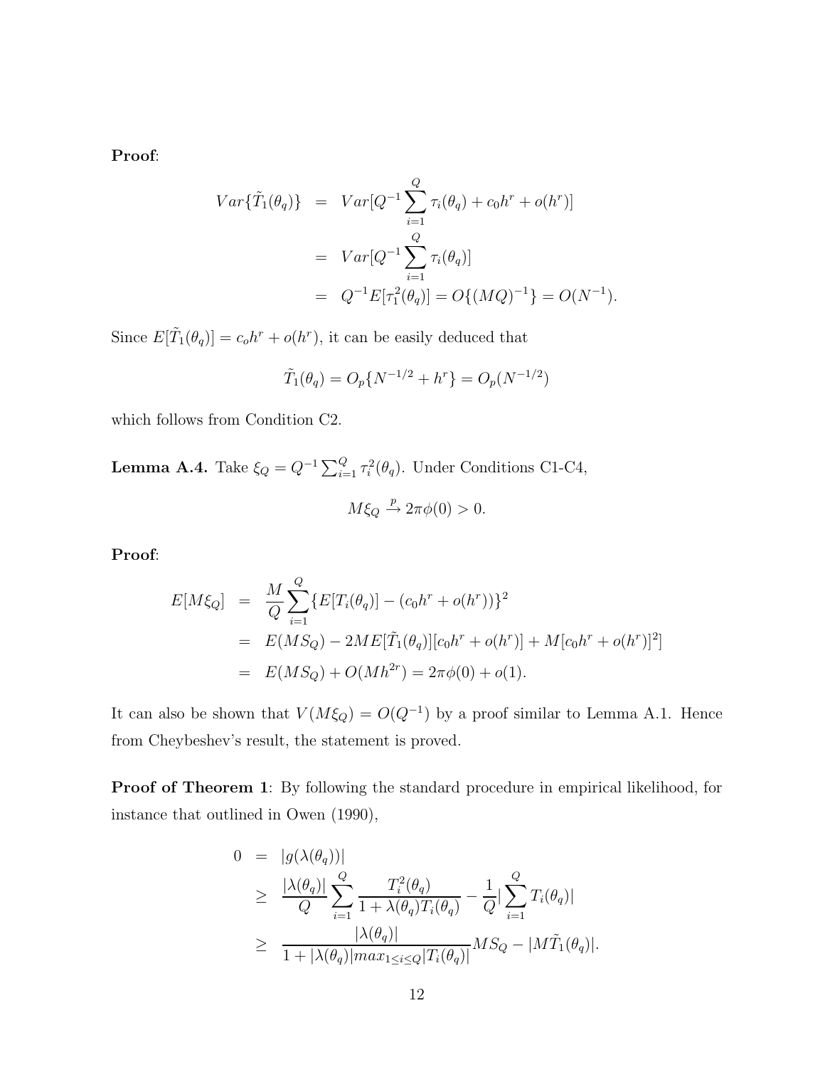**Proof**:

$$
\begin{aligned}
Var\{\tilde{T}_1(\theta_q)\} &= Var[Q^{-1}\sum_{i=1}^{Q}\tau_i(\theta_q) + c_0h^r + o(h^r)] \\
&= Var[Q^{-1}\sum_{i=1}^{Q}\tau_i(\theta_q)] \\
&= Q^{-1}E[\tau_1^2(\theta_q)] = O\{(MQ)^{-1}\} = O(N^{-1}).
\end{aligned}
$$

Since $E[\tilde{T}_1(\theta_q)] = c_oh^r + o(h^r)$, it can be easily deduced that

$$
\tilde{T}_1(\theta_q) = O_p\{N^{-1/2} + h^r\} = O_p(N^{-1/2})
$$

which follows from Condition C2.

**Lemma A.4.** Take $\xi_Q = Q^{-1}\sum_{i=1}^{Q}\tau_i^2(\theta_q)$. Under Conditions C1-C4,

$$
M\xi_Q \xrightarrow{p} 2\pi\phi(0) > 0.
$$

**Proof**:

$$
\begin{aligned}
E[M\xi_Q] &= \frac{M}{Q}\sum_{i=1}^{Q}\{E[T_i(\theta_q)] - (c_0h^r + o(h^r))\}^2 \\
&= E(MS_Q) - 2ME[\tilde{T}_1(\theta_q)][c_0h^r + o(h^r)] + M[c_0h^r + o(h^r)]^2] \\
&= E(MS_Q) + O(Mh^{2r}) = 2\pi\phi(0) + o(1).
\end{aligned}
$$

It can also be shown that $V(M\xi_Q) = O(Q^{-1})$ by a proof similar to Lemma A.1. Hence from Cheybeshev's result, the statement is proved.

**Proof of Theorem 1**: By following the standard procedure in empirical likelihood, for instance that outlined in Owen (1990),

$$
\begin{aligned}
0 &= |g(\lambda(\theta_q))| \\
&\geq \frac{|\lambda(\theta_q)|}{Q}\sum_{i=1}^{Q}\frac{T_i^2(\theta_q)}{1+\lambda(\theta_q)T_i(\theta_q)} - \frac{1}{Q}|\sum_{i=1}^{Q}T_i(\theta_q)| \\
&\geq \frac{|\lambda(\theta_q)|}{1+|\lambda(\theta_q)|max_{1\leq i\leq Q}|T_i(\theta_q)|}MS_Q - |M\tilde{T}_1(\theta_q)|.
\end{aligned}
$$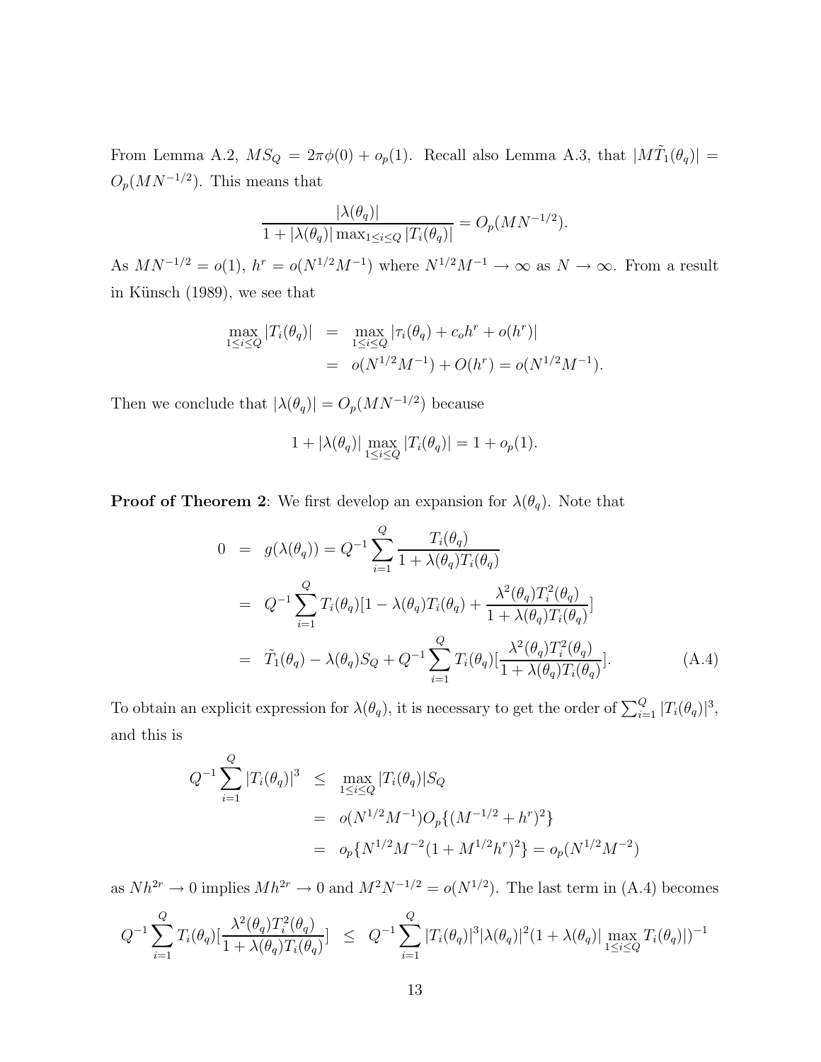From Lemma A.2, $MS_Q = 2\pi\phi(0) + o_p(1)$. Recall also Lemma A.3, that $|M\tilde{T}_1(\theta_q)| = O_p(MN^{-1/2})$. This means that

$$\frac{|\lambda(\theta_q)|}{1 + |\lambda(\theta_q)| \max_{1\le i\le Q} |T_i(\theta_q)|} = O_p(MN^{-1/2}).$$

As $MN^{-1/2} = o(1)$, $h^r = o(N^{1/2}M^{-1})$ where $N^{1/2}M^{-1} \to \infty$ as $N \to \infty$. From a result in Künsch (1989), we see that

$$\begin{aligned}
\max_{1\le i\le Q} |T_i(\theta_q)| &= \max_{1\le i\le Q} |\tau_i(\theta_q) + c_o h^r + o(h^r)| \\
&= o(N^{1/2}M^{-1}) + O(h^r) = o(N^{1/2}M^{-1}).
\end{aligned}$$

Then we conclude that $|\lambda(\theta_q)| = O_p(MN^{-1/2})$ because

$$1 + |\lambda(\theta_q)| \max_{1\le i\le Q} |T_i(\theta_q)| = 1 + o_p(1).$$

**Proof of Theorem 2**: We first develop an expansion for $\lambda(\theta_q)$. Note that

$$\begin{aligned}
0 &= g(\lambda(\theta_q)) = Q^{-1}\sum_{i=1}^{Q} \frac{T_i(\theta_q)}{1 + \lambda(\theta_q)T_i(\theta_q)} \\
&= Q^{-1}\sum_{i=1}^{Q} T_i(\theta_q)[1 - \lambda(\theta_q)T_i(\theta_q) + \frac{\lambda^2(\theta_q)T_i^2(\theta_q)}{1 + \lambda(\theta_q)T_i(\theta_q)}] \\
&= \tilde{T}_1(\theta_q) - \lambda(\theta_q)S_Q + Q^{-1}\sum_{i=1}^{Q} T_i(\theta_q)[\frac{\lambda^2(\theta_q)T_i^2(\theta_q)}{1 + \lambda(\theta_q)T_i(\theta_q)}]. \qquad \text{(A.4)}
\end{aligned}$$

To obtain an explicit expression for $\lambda(\theta_q)$, it is necessary to get the order of $\sum_{i=1}^{Q} |T_i(\theta_q)|^3$, and this is

$$\begin{aligned}
Q^{-1}\sum_{i=1}^{Q} |T_i(\theta_q)|^3 &\le \max_{1\le i\le Q} |T_i(\theta_q)| S_Q \\
&= o(N^{1/2}M^{-1}) O_p\{(M^{-1/2} + h^r)^2\} \\
&= o_p\{N^{1/2}M^{-2}(1 + M^{1/2}h^r)^2\} = o_p(N^{1/2}M^{-2})
\end{aligned}$$

as $Nh^{2r} \to 0$ implies $Mh^{2r} \to 0$ and $M^2N^{-1/2} = o(N^{1/2})$. The last term in (A.4) becomes

$$Q^{-1}\sum_{i=1}^{Q} T_i(\theta_q)[\frac{\lambda^2(\theta_q)T_i^2(\theta_q)}{1 + \lambda(\theta_q)T_i(\theta_q)}] \le Q^{-1}\sum_{i=1}^{Q} |T_i(\theta_q)|^3 |\lambda(\theta_q)|^2 (1 + \lambda(\theta_q)| \max_{1\le i\le Q} T_i(\theta_q)|)^{-1}$$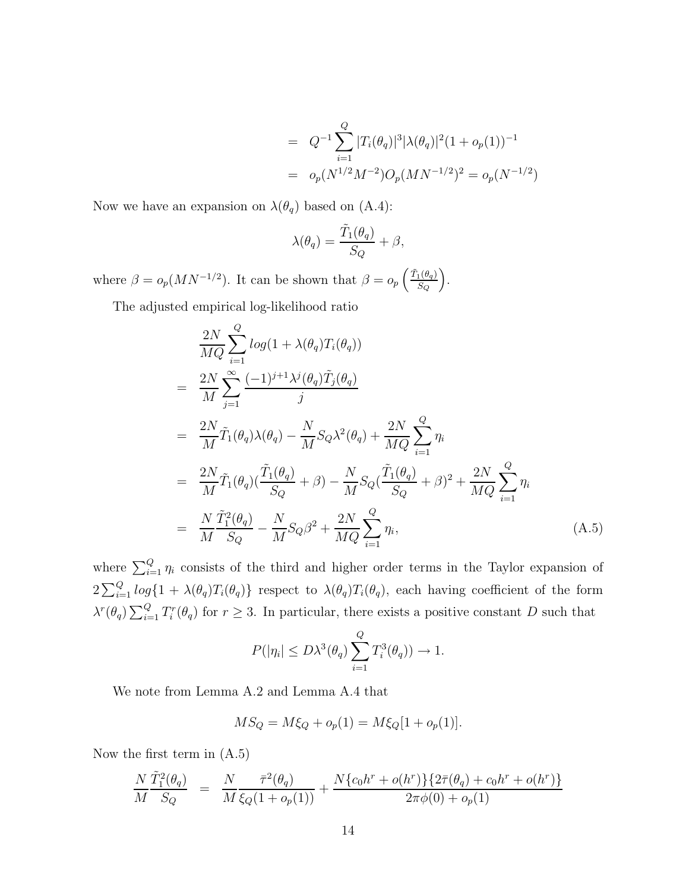$$
\begin{aligned}
&= Q^{-1}\sum_{i=1}^{Q}|T_i(\theta_q)|^3|\lambda(\theta_q)|^2(1+o_p(1))^{-1} \\
&= o_p(N^{1/2}M^{-2})O_p(MN^{-1/2})^2 = o_p(N^{-1/2})
\end{aligned}
$$

Now we have an expansion on $\lambda(\theta_q)$ based on (A.4):

$$
\lambda(\theta_q) = \frac{\tilde{T}_1(\theta_q)}{S_Q} + \beta,
$$

where $\beta = o_p(MN^{-1/2})$. It can be shown that $\beta = o_p\left(\frac{\tilde{T}_1(\theta_q)}{S_Q}\right)$.

The adjusted empirical log-likelihood ratio

$$
\begin{aligned}
& \frac{2N}{MQ}\sum_{i=1}^{Q} log(1+\lambda(\theta_q)T_i(\theta_q)) \\
=\; & \frac{2N}{M}\sum_{j=1}^{\infty}\frac{(-1)^{j+1}\lambda^j(\theta_q)\tilde{T}_j(\theta_q)}{j} \\
=\; & \frac{2N}{M}\tilde{T}_1(\theta_q)\lambda(\theta_q) - \frac{N}{M}S_Q\lambda^2(\theta_q) + \frac{2N}{MQ}\sum_{i=1}^{Q}\eta_i \\
=\; & \frac{2N}{M}\tilde{T}_1(\theta_q)\left(\frac{\tilde{T}_1(\theta_q)}{S_Q}+\beta\right) - \frac{N}{M}S_Q\left(\frac{\tilde{T}_1(\theta_q)}{S_Q}+\beta\right)^2 + \frac{2N}{MQ}\sum_{i=1}^{Q}\eta_i \\
=\; & \frac{N}{M}\frac{\tilde{T}_1^2(\theta_q)}{S_Q} - \frac{N}{M}S_Q\beta^2 + \frac{2N}{MQ}\sum_{i=1}^{Q}\eta_i, \qquad\qquad (A.5)
\end{aligned}
$$

where $\sum_{i=1}^{Q}\eta_i$ consists of the third and higher order terms in the Taylor expansion of $2\sum_{i=1}^{Q}log\{1+\lambda(\theta_q)T_i(\theta_q)\}$ respect to $\lambda(\theta_q)T_i(\theta_q)$, each having coefficient of the form $\lambda^r(\theta_q)\sum_{i=1}^{Q}T_i^r(\theta_q)$ for $r \geq 3$. In particular, there exists a positive constant $D$ such that

$$
P(|\eta_i| \leq D\lambda^3(\theta_q)\sum_{i=1}^{Q}T_i^3(\theta_q)) \to 1.
$$

We note from Lemma A.2 and Lemma A.4 that

$$
MS_Q = M\xi_Q + o_p(1) = M\xi_Q[1+o_p(1)].
$$

Now the first term in (A.5)

$$
\frac{N}{M}\frac{\tilde{T}_1^2(\theta_q)}{S_Q} = \frac{N}{M}\frac{\bar{\tau}^2(\theta_q)}{\xi_Q(1+o_p(1))} + \frac{N\{c_0h^r+o(h^r)\}\{2\bar{\tau}(\theta_q)+c_0h^r+o(h^r)\}}{2\pi\phi(0)+o_p(1)}
$$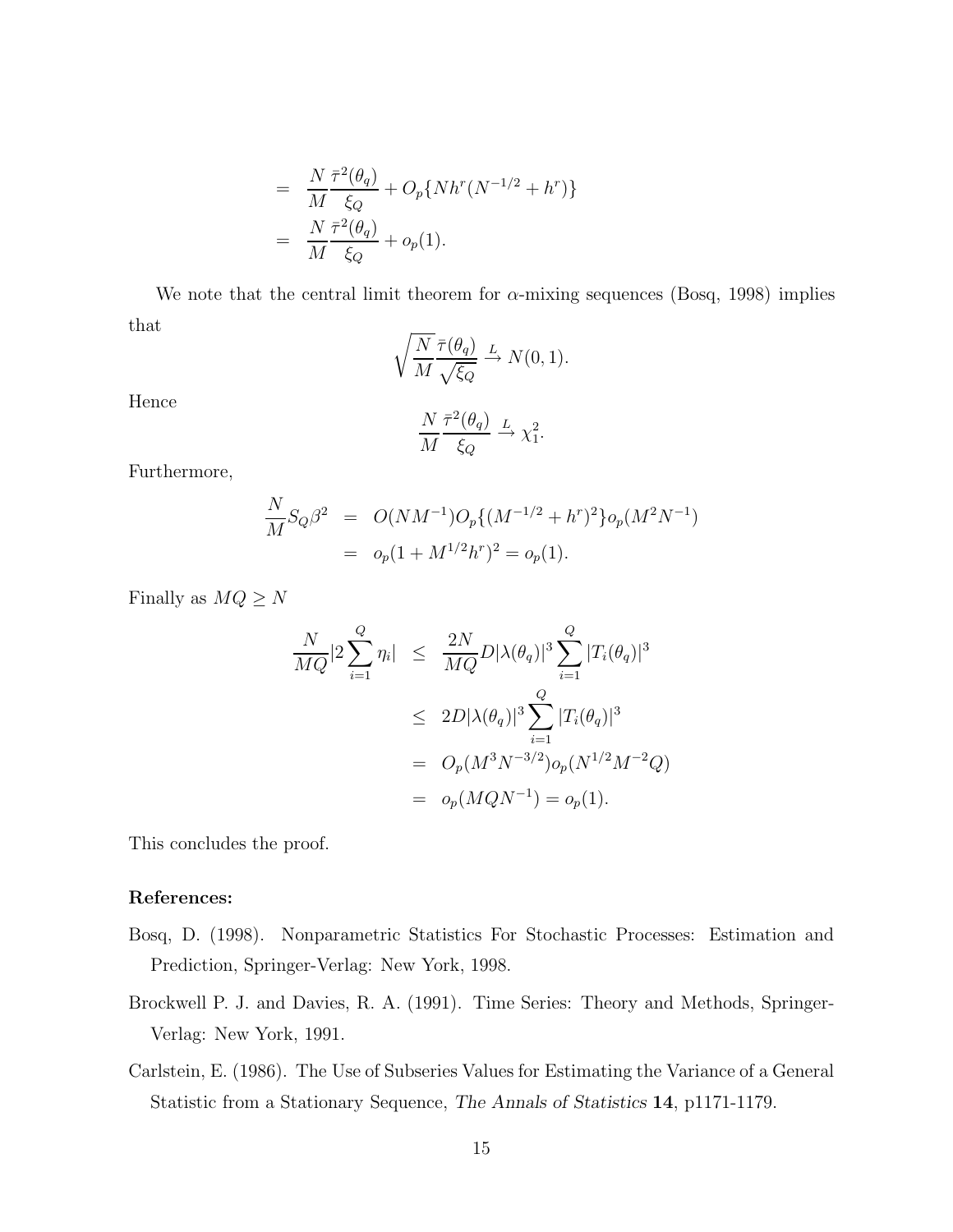$$
\begin{aligned}
&= \frac{N}{M}\frac{\bar{\tau}^2(\theta_q)}{\xi_Q} + O_p\{Nh^r(N^{-1/2} + h^r)\} \\
&= \frac{N}{M}\frac{\bar{\tau}^2(\theta_q)}{\xi_Q} + o_p(1).
\end{aligned}
$$

We note that the central limit theorem for $\alpha$-mixing sequences (Bosq, 1998) implies that

$$
\sqrt{\frac{N}{M}}\frac{\bar{\tau}(\theta_q)}{\sqrt{\xi_Q}} \xrightarrow{L} N(0,1).
$$

Hence

$$
\frac{N}{M}\frac{\bar{\tau}^2(\theta_q)}{\xi_Q} \xrightarrow{L} \chi_1^2.
$$

Furthermore,

$$
\begin{aligned}
\frac{N}{M}S_Q\beta^2 &= O(NM^{-1})O_p\{(M^{-1/2} + h^r)^2\}o_p(M^2N^{-1}) \\
&= o_p(1 + M^{1/2}h^r)^2 = o_p(1).
\end{aligned}
$$

Finally as $MQ \geq N$

$$
\begin{aligned}
\frac{N}{MQ}|2\sum_{i=1}^{Q}\eta_i| &\leq \frac{2N}{MQ}D|\lambda(\theta_q)|^3\sum_{i=1}^{Q}|T_i(\theta_q)|^3 \\
&\leq 2D|\lambda(\theta_q)|^3\sum_{i=1}^{Q}|T_i(\theta_q)|^3 \\
&= O_p(M^3N^{-3/2})o_p(N^{1/2}M^{-2}Q) \\
&= o_p(MQN^{-1}) = o_p(1).
\end{aligned}
$$

This concludes the proof.

**References:**

Bosq, D. (1998). Nonparametric Statistics For Stochastic Processes: Estimation and Prediction, Springer-Verlag: New York, 1998.

Brockwell P. J. and Davies, R. A. (1991). Time Series: Theory and Methods, Springer-Verlag: New York, 1991.

Carlstein, E. (1986). The Use of Subseries Values for Estimating the Variance of a General Statistic from a Stationary Sequence, *The Annals of Statistics* **14**, p1171-1179.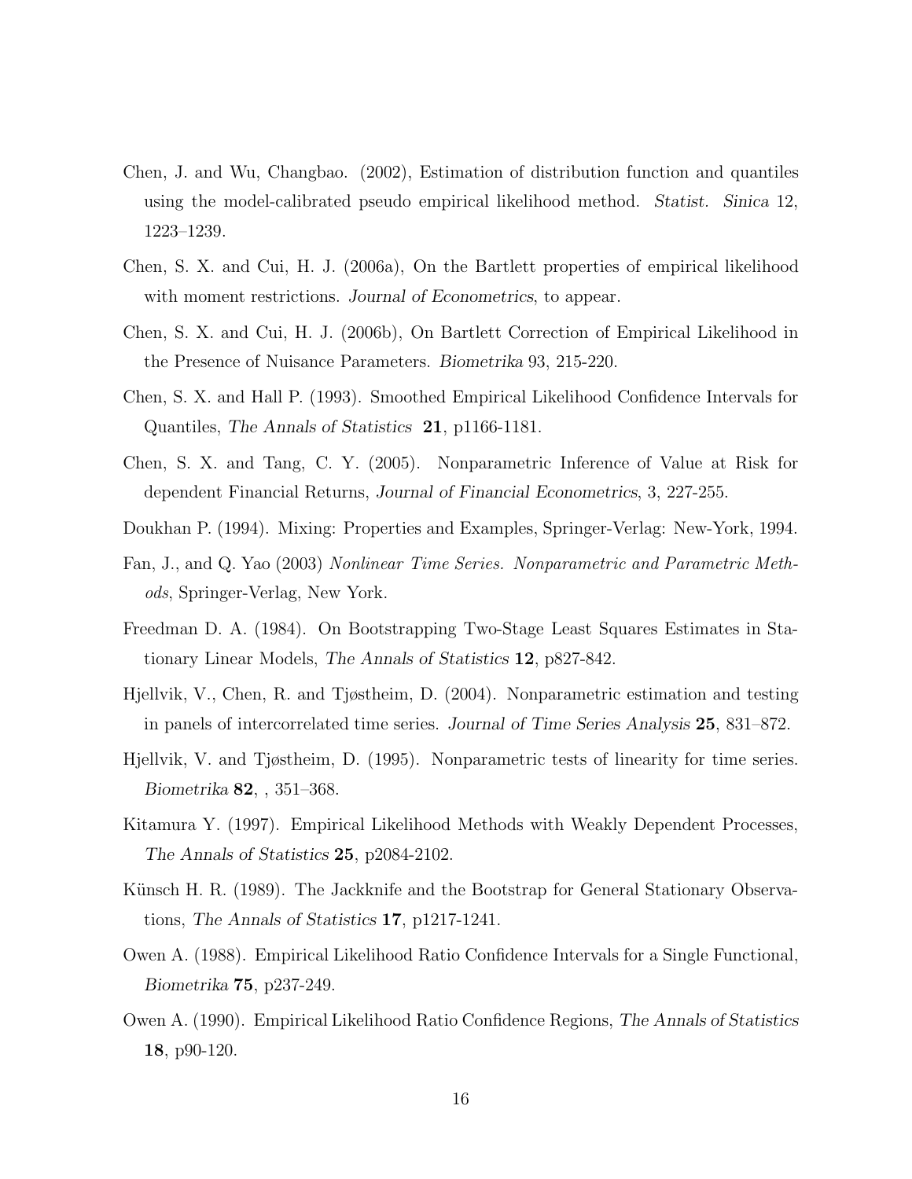Chen, J. and Wu, Changbao. (2002), Estimation of distribution function and quantiles using the model-calibrated pseudo empirical likelihood method. *Statist. Sinica* 12, 1223–1239.

Chen, S. X. and Cui, H. J. (2006a), On the Bartlett properties of empirical likelihood with moment restrictions. *Journal of Econometrics*, to appear.

Chen, S. X. and Cui, H. J. (2006b), On Bartlett Correction of Empirical Likelihood in the Presence of Nuisance Parameters. *Biometrika* 93, 215-220.

Chen, S. X. and Hall P. (1993). Smoothed Empirical Likelihood Confidence Intervals for Quantiles, *The Annals of Statistics* **21**, p1166-1181.

Chen, S. X. and Tang, C. Y. (2005). Nonparametric Inference of Value at Risk for dependent Financial Returns, *Journal of Financial Econometrics*, 3, 227-255.

Doukhan P. (1994). Mixing: Properties and Examples, Springer-Verlag: New-York, 1994.

Fan, J., and Q. Yao (2003) *Nonlinear Time Series. Nonparametric and Parametric Methods*, Springer-Verlag, New York.

Freedman D. A. (1984). On Bootstrapping Two-Stage Least Squares Estimates in Stationary Linear Models, *The Annals of Statistics* **12**, p827-842.

Hjellvik, V., Chen, R. and Tjøstheim, D. (2004). Nonparametric estimation and testing in panels of intercorrelated time series. *Journal of Time Series Analysis* **25**, 831–872.

Hjellvik, V. and Tjøstheim, D. (1995). Nonparametric tests of linearity for time series. *Biometrika* **82**, , 351–368.

Kitamura Y. (1997). Empirical Likelihood Methods with Weakly Dependent Processes, *The Annals of Statistics* **25**, p2084-2102.

Künsch H. R. (1989). The Jackknife and the Bootstrap for General Stationary Observations, *The Annals of Statistics* **17**, p1217-1241.

Owen A. (1988). Empirical Likelihood Ratio Confidence Intervals for a Single Functional, *Biometrika* **75**, p237-249.

Owen A. (1990). Empirical Likelihood Ratio Confidence Regions, *The Annals of Statistics* **18**, p90-120.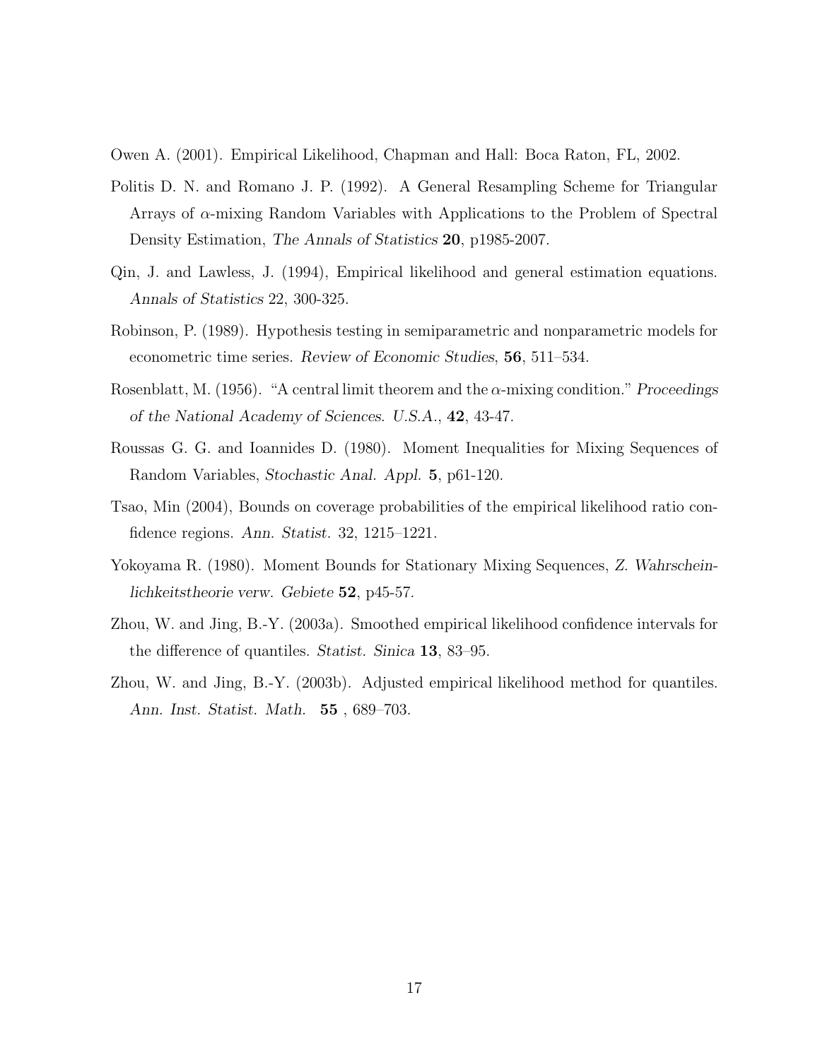Owen A. (2001). Empirical Likelihood, Chapman and Hall: Boca Raton, FL, 2002.

Politis D. N. and Romano J. P. (1992). A General Resampling Scheme for Triangular Arrays of $\alpha$-mixing Random Variables with Applications to the Problem of Spectral Density Estimation, *The Annals of Statistics* **20**, p1985-2007.

Qin, J. and Lawless, J. (1994), Empirical likelihood and general estimation equations. *Annals of Statistics* 22, 300-325.

Robinson, P. (1989). Hypothesis testing in semiparametric and nonparametric models for econometric time series. *Review of Economic Studies*, **56**, 511–534.

Rosenblatt, M. (1956). "A central limit theorem and the $\alpha$-mixing condition." *Proceedings of the National Academy of Sciences. U.S.A.*, **42**, 43-47.

Roussas G. G. and Ioannides D. (1980). Moment Inequalities for Mixing Sequences of Random Variables, *Stochastic Anal. Appl.* **5**, p61-120.

Tsao, Min (2004), Bounds on coverage probabilities of the empirical likelihood ratio confidence regions. *Ann. Statist.* 32, 1215–1221.

Yokoyama R. (1980). Moment Bounds for Stationary Mixing Sequences, *Z. Wahrscheinlichkeitstheorie verw. Gebiete* **52**, p45-57.

Zhou, W. and Jing, B.-Y. (2003a). Smoothed empirical likelihood confidence intervals for the difference of quantiles. *Statist. Sinica* **13**, 83–95.

Zhou, W. and Jing, B.-Y. (2003b). Adjusted empirical likelihood method for quantiles. *Ann. Inst. Statist. Math.* **55** , 689–703.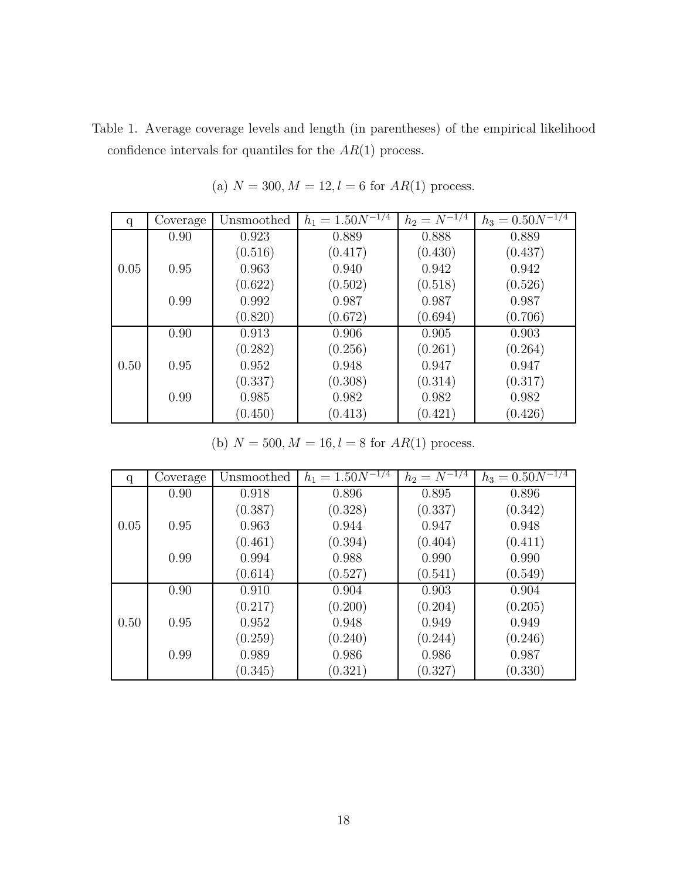Table 1. Average coverage levels and length (in parentheses) of the empirical likelihood confidence intervals for quantiles for the $AR(1)$ process.

(a) $N = 300, M = 12, l = 6$ for $AR(1)$ process.

| q | Coverage | Unsmoothed | $h_1 = 1.50N^{-1/4}$ | $h_2 = N^{-1/4}$ | $h_3 = 0.50N^{-1/4}$ |
|---|---|---|---|---|---|
| 0.05 | 0.90 | 0.923 | 0.889 | 0.888 | 0.889 |
| | | (0.516) | (0.417) | (0.430) | (0.437) |
| | 0.95 | 0.963 | 0.940 | 0.942 | 0.942 |
| | | (0.622) | (0.502) | (0.518) | (0.526) |
| | 0.99 | 0.992 | 0.987 | 0.987 | 0.987 |
| | | (0.820) | (0.672) | (0.694) | (0.706) |
| 0.50 | 0.90 | 0.913 | 0.906 | 0.905 | 0.903 |
| | | (0.282) | (0.256) | (0.261) | (0.264) |
| | 0.95 | 0.952 | 0.948 | 0.947 | 0.947 |
| | | (0.337) | (0.308) | (0.314) | (0.317) |
| | 0.99 | 0.985 | 0.982 | 0.982 | 0.982 |
| | | (0.450) | (0.413) | (0.421) | (0.426) |

(b) $N = 500, M = 16, l = 8$ for $AR(1)$ process.

| q | Coverage | Unsmoothed | $h_1 = 1.50N^{-1/4}$ | $h_2 = N^{-1/4}$ | $h_3 = 0.50N^{-1/4}$ |
|---|---|---|---|---|---|
| 0.05 | 0.90 | 0.918 | 0.896 | 0.895 | 0.896 |
| | | (0.387) | (0.328) | (0.337) | (0.342) |
| | 0.95 | 0.963 | 0.944 | 0.947 | 0.948 |
| | | (0.461) | (0.394) | (0.404) | (0.411) |
| | 0.99 | 0.994 | 0.988 | 0.990 | 0.990 |
| | | (0.614) | (0.527) | (0.541) | (0.549) |
| 0.50 | 0.90 | 0.910 | 0.904 | 0.903 | 0.904 |
| | | (0.217) | (0.200) | (0.204) | (0.205) |
| | 0.95 | 0.952 | 0.948 | 0.949 | 0.949 |
| | | (0.259) | (0.240) | (0.244) | (0.246) |
| | 0.99 | 0.989 | 0.986 | 0.986 | 0.987 |
| | | (0.345) | (0.321) | (0.327) | (0.330) |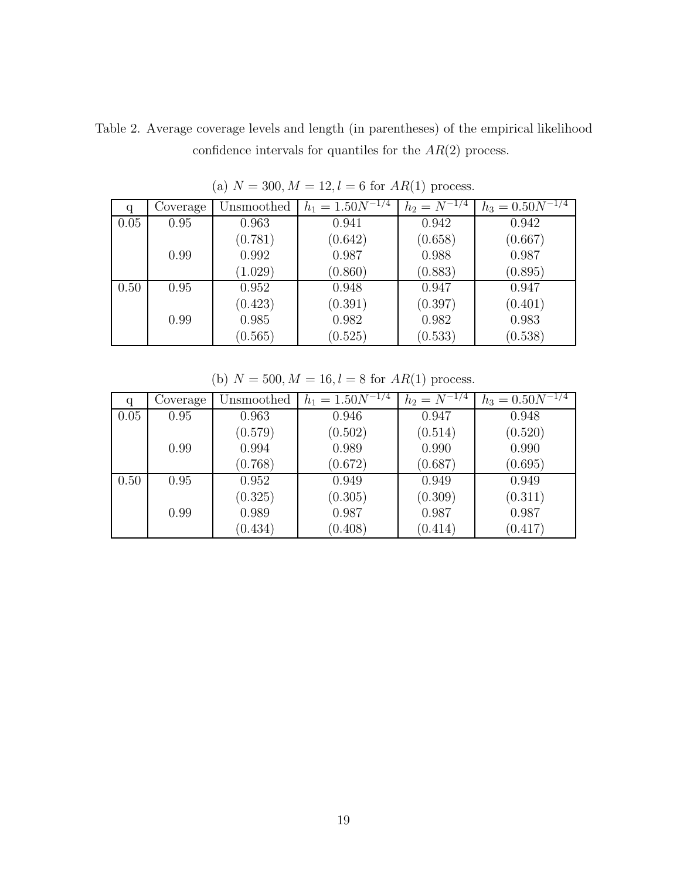Table 2. Average coverage levels and length (in parentheses) of the empirical likelihood confidence intervals for quantiles for the $AR(2)$ process.

(a) $N = 300, M = 12, l = 6$ for $AR(1)$ process.

| q | Coverage | Unsmoothed | $h_1 = 1.50N^{-1/4}$ | $h_2 = N^{-1/4}$ | $h_3 = 0.50N^{-1/4}$ |
|---|---|---|---|---|---|
| 0.05 | 0.95 | 0.963 | 0.941 | 0.942 | 0.942 |
| | | (0.781) | (0.642) | (0.658) | (0.667) |
| | 0.99 | 0.992 | 0.987 | 0.988 | 0.987 |
| | | (1.029) | (0.860) | (0.883) | (0.895) |
| 0.50 | 0.95 | 0.952 | 0.948 | 0.947 | 0.947 |
| | | (0.423) | (0.391) | (0.397) | (0.401) |
| | 0.99 | 0.985 | 0.982 | 0.982 | 0.983 |
| | | (0.565) | (0.525) | (0.533) | (0.538) |

(b) $N = 500, M = 16, l = 8$ for $AR(1)$ process.

| q | Coverage | Unsmoothed | $h_1 = 1.50N^{-1/4}$ | $h_2 = N^{-1/4}$ | $h_3 = 0.50N^{-1/4}$ |
|---|---|---|---|---|---|
| 0.05 | 0.95 | 0.963 | 0.946 | 0.947 | 0.948 |
| | | (0.579) | (0.502) | (0.514) | (0.520) |
| | 0.99 | 0.994 | 0.989 | 0.990 | 0.990 |
| | | (0.768) | (0.672) | (0.687) | (0.695) |
| 0.50 | 0.95 | 0.952 | 0.949 | 0.949 | 0.949 |
| | | (0.325) | (0.305) | (0.309) | (0.311) |
| | 0.99 | 0.989 | 0.987 | 0.987 | 0.987 |
| | | (0.434) | (0.408) | (0.414) | (0.417) |